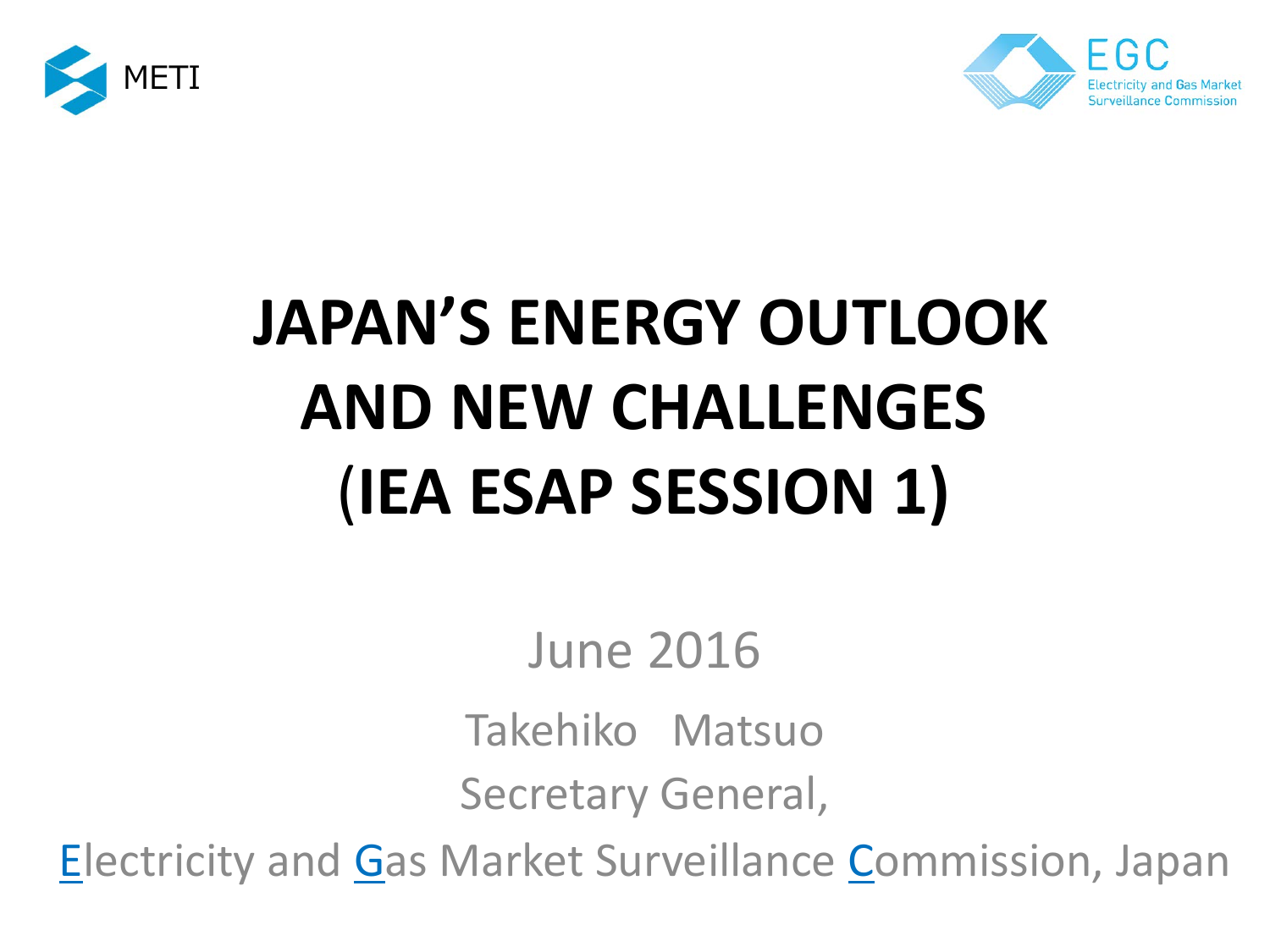METI

EGC
Electricity and Gas Market Surveillance Commission

# JAPAN’S ENERGY OUTLOOK AND NEW CHALLENGES (IEA ESAP SESSION 1)

June 2016

Takehiko Matsuo

Secretary General,

Electricity and Gas Market Surveillance Commission, Japan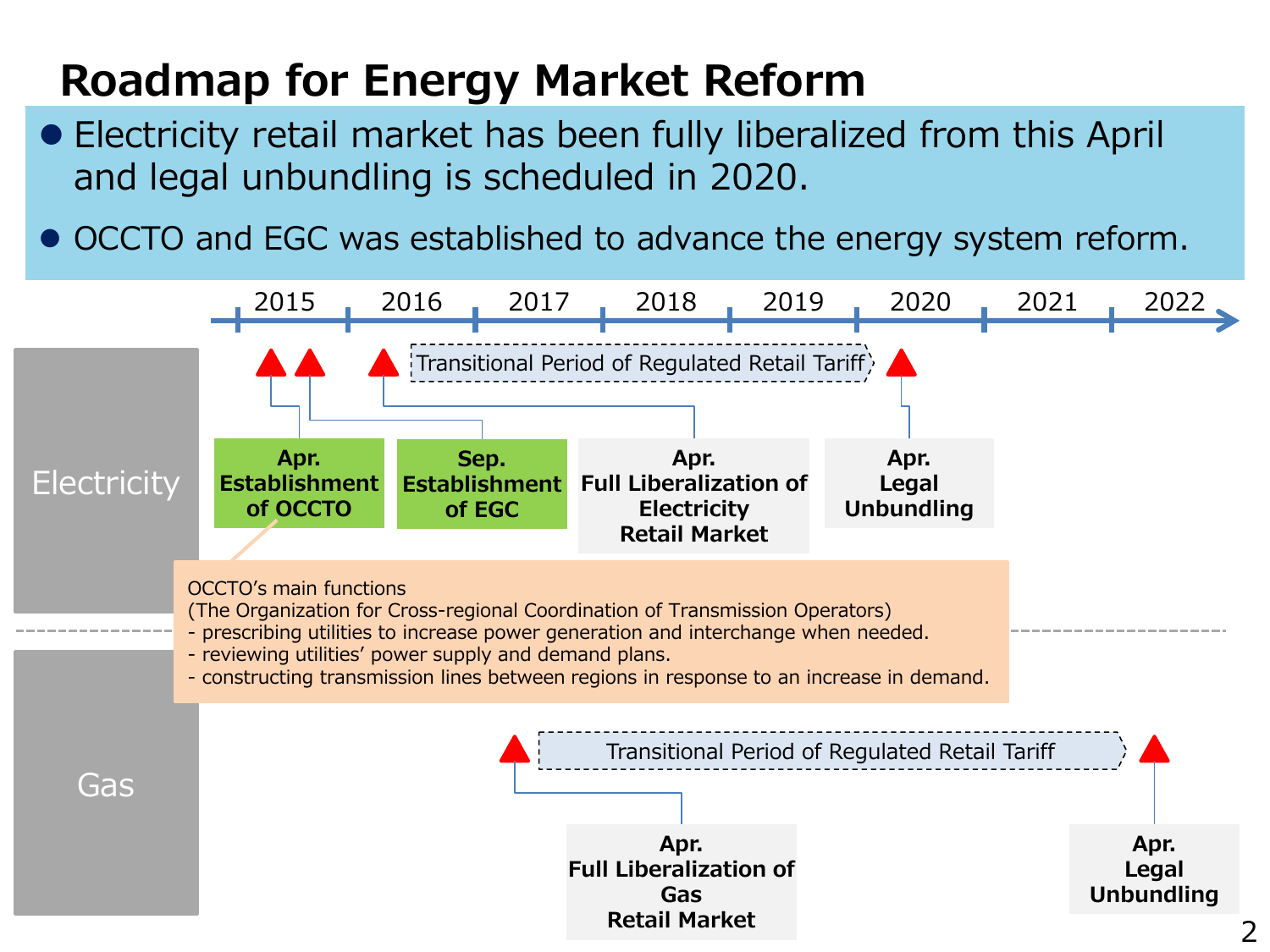# Roadmap for Energy Market Reform

- Electricity retail market has been fully liberalized from this April and legal unbundling is scheduled in 2020.
- OCCTO and EGC was established to advance the energy system reform.

2015 | 2016 | 2017 | 2018 | 2019 | 2020 | 2021 | 2022

## Electricity

- **Apr. Establishment of OCCTO**
- **Sep. Establishment of EGC**
- **Apr. Full Liberalization of Electricity Retail Market**
- Transitional Period of Regulated Retail Tariff
- **Apr. Legal Unbundling**

OCCTO's main functions
(The Organization for Cross-regional Coordination of Transmission Operators)
- prescribing utilities to increase power generation and interchange when needed.
- reviewing utilities' power supply and demand plans.
- constructing transmission lines between regions in response to an increase in demand.

## Gas

- **Apr. Full Liberalization of Gas Retail Market**
- Transitional Period of Regulated Retail Tariff
- **Apr. Legal Unbundling**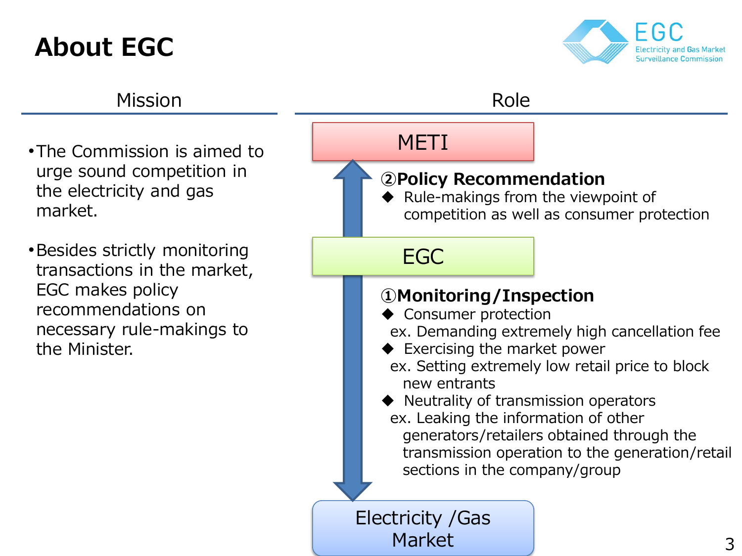# About EGC

EGC
Electricity and Gas Market Surveillance Commission

## Mission

- The Commission is aimed to urge sound competition in the electricity and gas market.
- Besides strictly monitoring transactions in the market, EGC makes policy recommendations on necessary rule-makings to the Minister.

## Role

METI

**②Policy Recommendation**

- ◆ Rule-makings from the viewpoint of competition as well as consumer protection

EGC

**①Monitoring/Inspection**

- ◆ Consumer protection
  ex. Demanding extremely high cancellation fee
- ◆ Exercising the market power
  ex. Setting extremely low retail price to block new entrants
- ◆ Neutrality of transmission operators
  ex. Leaking the information of other generators/retailers obtained through the transmission operation to the generation/retail sections in the company/group

Electricity /Gas Market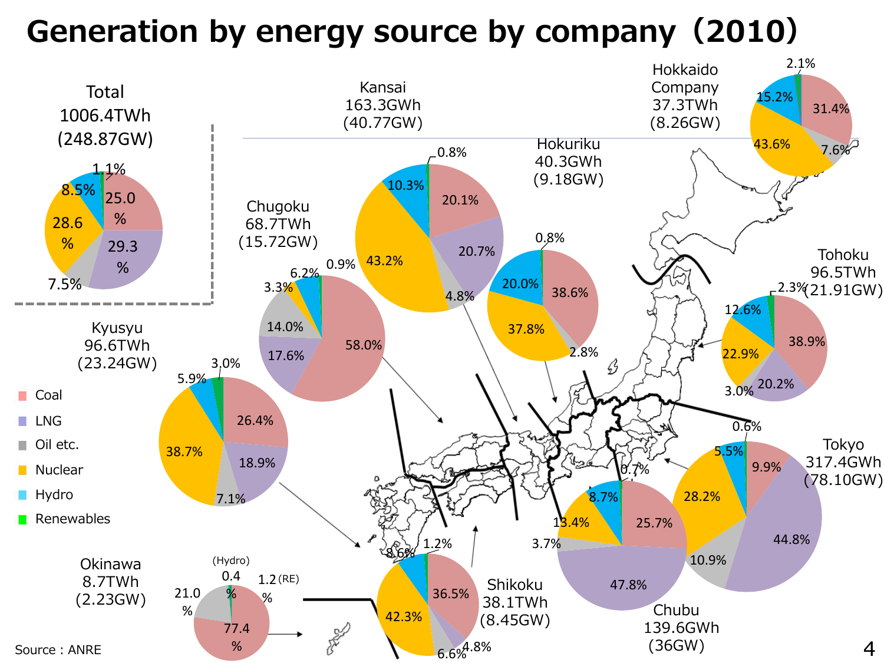# Generation by energy source by company（2010）

| Company | Generation (Capacity) | Coal | LNG | Oil etc. | Nuclear | Hydro | Renewables |
|---|---|---|---|---|---|---|---|
| Total | 1006.4TWh (248.87GW) | 25.0% | 29.3% | 7.5% | 28.6% | 8.5% | 1.1% |
| Hokkaido Company | 37.3TWh (8.26GW) | 31.4% | | 7.6% | 43.6% | 15.2% | 2.1% |
| Tohoku | 96.5TWh (21.91GW) | 38.9% | 20.2% | 3.0% | 22.9% | 12.6% | 2.3% |
| Tokyo | 317.4GWh (78.10GW) | 9.9% | 44.8% | 10.9% | 28.2% | 5.5% | 0.6% |
| Chubu | 139.6GWh (36GW) | 25.7% | 47.8% | 3.7% | 13.4% | 8.7% | 0.7% |
| Hokuriku | 40.3GWh (9.18GW) | 38.6% | | 2.8% | 37.8% | 20.0% | 0.8% |
| Kansai | 163.3GWh (40.77GW) | 20.1% | 20.7% | 4.8% | 43.2% | 10.3% | 0.8% |
| Chugoku | 68.7TWh (15.72GW) | 58.0% | 17.6% | 14.0% | 3.3% | 6.2% | 0.9% |
| Shikoku | 38.1TWh (8.45GW) | 36.5% | 4.8% | 6.6% | 42.3% | 8.6% | 1.2% |
| Kyusyu | 96.6TWh (23.24GW) | 26.4% | 18.9% | 7.1% | 38.7% | 5.9% | 3.0% |
| Okinawa | 8.7TWh (2.23GW) | 77.4% | | 21.0% | | 0.4% (Hydro) | 1.2% (RE) |

Source：ANRE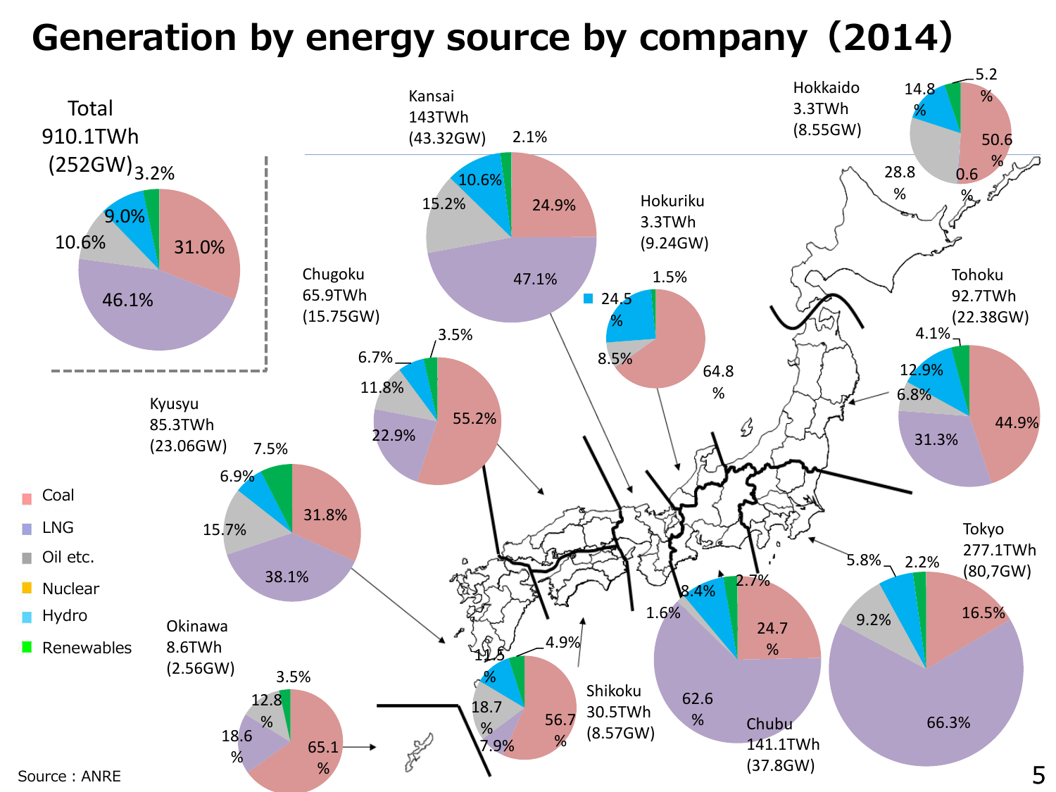# Generation by energy source by company（2014）

Legend: Coal, LNG, Oil etc., Nuclear, Hydro, Renewables

| Company | Generation | Capacity | Coal | LNG | Oil etc. | Hydro | Renewables |
|---|---|---|---|---|---|---|---|
| Total | 910.1TWh | (252GW) | 31.0% | 46.1% | 10.6% | 9.0% | 3.2% |
| Hokkaido | 3.3TWh | (8.55GW) | 50.6 % | 0.6 % | 28.8 % | 14.8 % | 5.2 % |
| Tohoku | 92.7TWh | (22.38GW) | 44.9% | 31.3% | 6.8% | 12.9% | 4.1% |
| Tokyo | 277.1TWh | (80,7GW) | 16.5% | 66.3% | 9.2% | 5.8% | 2.2% |
| Chubu | 141.1TWh | (37.8GW) | 24.7 % | 62.6 % | 1.6% | 8.4% | 2.7% |
| Hokuriku | 3.3TWh | (9.24GW) | 64.8 % | | 8.5% | 24.5 % | 1.5% |
| Kansai | 143TWh | (43.32GW) | 24.9% | 47.1% | 15.2% | 10.6% | 2.1% |
| Chugoku | 65.9TWh | (15.75GW) | 55.2% | 22.9% | 11.8% | 6.7% | 3.5% |
| Shikoku | 30.5TWh | (8.57GW) | 56.7 % | 7.9% | 18.7 % | 11.5 % | 4.9% |
| Kyusyu | 85.3TWh | (23.06GW) | 31.8% | 38.1% | 15.7% | 6.9% | 7.5% |
| Okinawa | 8.6TWh | (2.56GW) | 65.1 % | 18.6 % | 12.8 % | | 3.5% |

Source：ANRE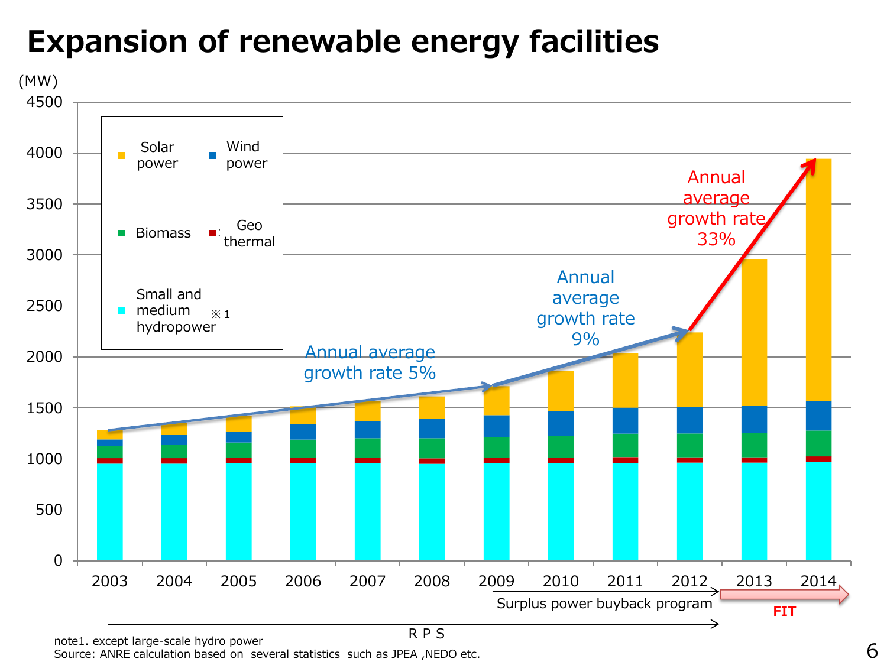# Expansion of renewable energy facilities

(MW)

Legend: Solar power, Wind power, Biomass, Geo thermal, Small and medium hydropower ※1

Years: 2003, 2004, 2005, 2006, 2007, 2008, 2009, 2010, 2011, 2012, 2013, 2014

Annual average growth rate 5%

Annual average growth rate 9%

Annual average growth rate 33%

Surplus power buyback program

FIT

R P S

note1. except large-scale hydro power

Source: ANRE calculation based on several statistics such as JPEA ,NEDO etc.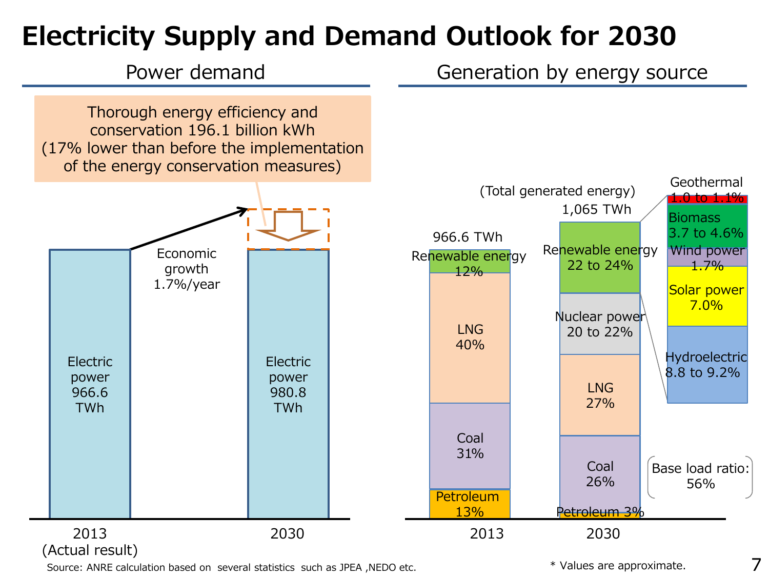# Electricity Supply and Demand Outlook for 2030

## Power demand

Thorough energy efficiency and conservation 196.1 billion kWh (17% lower than before the implementation of the energy conservation measures)

Economic growth 1.7%/year

| | 2013 (Actual result) | 2030 |
|---|---|---|
| Electric power | 966.6 TWh | 980.8 TWh |

## Generation by energy source

(Total generated energy)

| | 2013 | 2030 |
|---|---|---|
| Total generated energy | 966.6 TWh | 1,065 TWh |
| Renewable energy | 12% | 22 to 24% |
| Nuclear power | | 20 to 22% |
| LNG | 40% | 27% |
| Coal | 31% | 26% |
| Petroleum | 13% | 3% |

Breakdown of renewable energy (2030):

- Geothermal 1.0 to 1.1%
- Biomass 3.7 to 4.6%
- Wind power 1.7%
- Solar power 7.0%
- Hydroelectric 8.8 to 9.2%

Base load ratio: 56%

\* Values are approximate.

Source: ANRE calculation based on several statistics such as JPEA ,NEDO etc.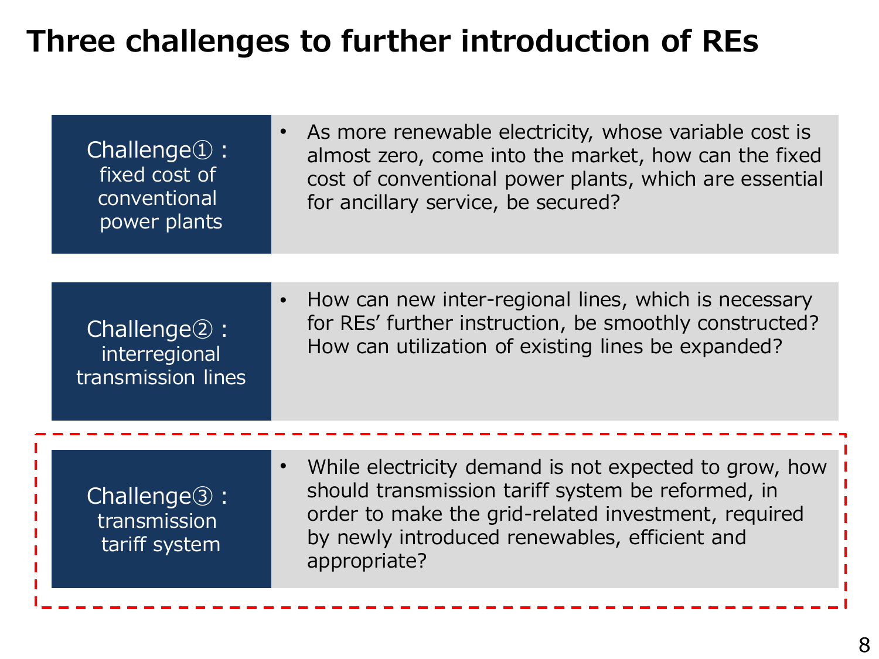# Three challenges to further introduction of REs

| Challenge | Description |
| --- | --- |
| Challenge① : fixed cost of conventional power plants | • As more renewable electricity, whose variable cost is almost zero, come into the market, how can the fixed cost of conventional power plants, which are essential for ancillary service, be secured? |
| Challenge② : interregional transmission lines | • How can new inter-regional lines, which is necessary for REs' further instruction, be smoothly constructed? How can utilization of existing lines be expanded? |
| Challenge③ : transmission tariff system | • While electricity demand is not expected to grow, how should transmission tariff system be reformed, in order to make the grid-related investment, required by newly introduced renewables, efficient and appropriate? |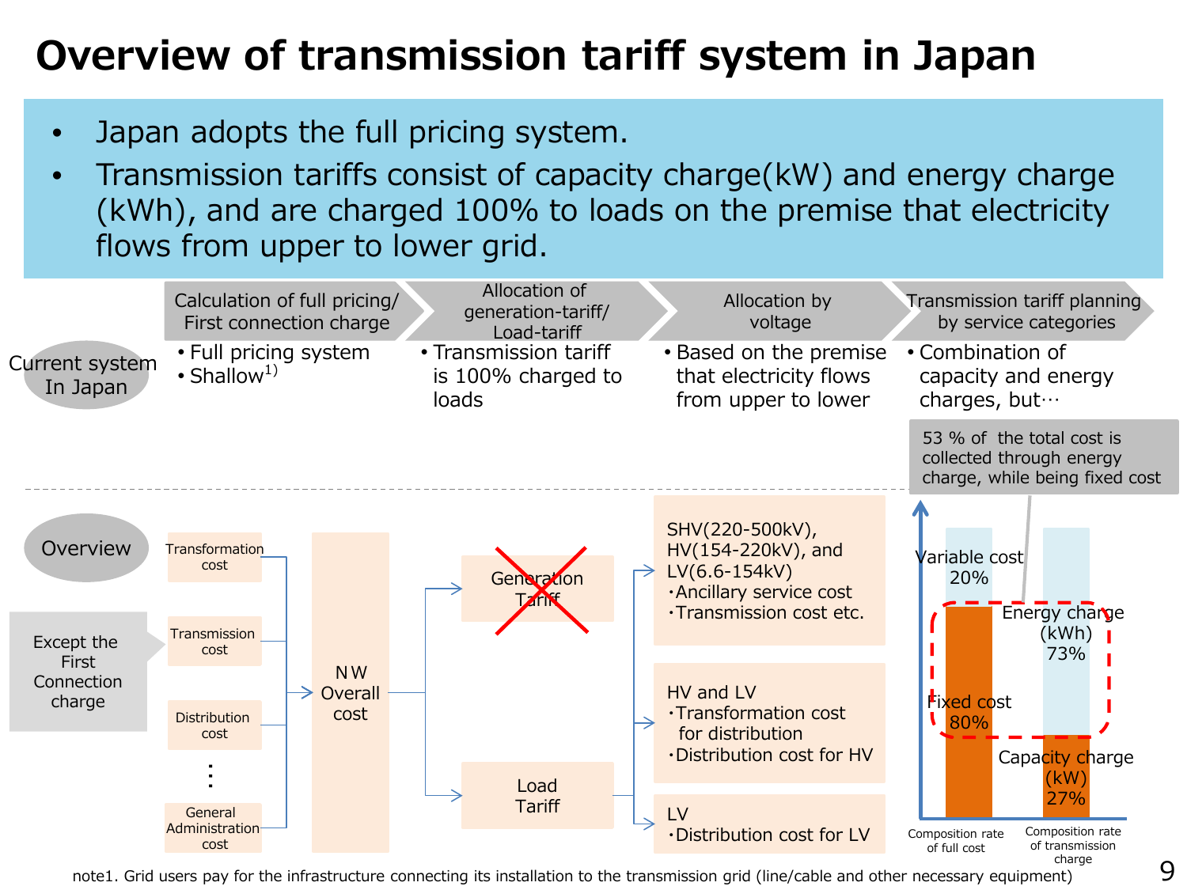# Overview of transmission tariff system in Japan

- Japan adopts the full pricing system.
- Transmission tariffs consist of capacity charge(kW) and energy charge (kWh), and are charged 100% to loads on the premise that electricity flows from upper to lower grid.

| | Calculation of full pricing/ First connection charge | Allocation of generation-tariff/ Load-tariff | Allocation by voltage | Transmission tariff planning by service categories |
|---|---|---|---|---|
| Current system In Japan | • Full pricing system<br>• Shallow[1] | • Transmission tariff is 100% charged to loads | • Based on the premise that electricity flows from upper to lower | • Combination of capacity and energy charges, but··· |

53 % of the total cost is collected through energy charge, while being fixed cost

**Overview**

Except the First Connection charge:

- Transformation cost
- Transmission cost
- Distribution cost
- ⋮
- General Administration cost

→ NW Overall cost

→ Generation Tariff (crossed out)

→ Load Tariff

- SHV(220-500kV), HV(154-220kV), and LV(6.6-154kV)
  - ・Ancillary service cost
  - ・Transmission cost etc.
- HV and LV
  - ・Transformation cost for distribution
  - ・Distribution cost for HV
- LV
  - ・Distribution cost for LV

| Composition rate of full cost | Composition rate of transmission charge |
|---|---|
| Variable cost 20% | Energy charge (kWh) 73% |
| Fixed cost 80% | Capacity charge (kW) 27% |

note1. Grid users pay for the infrastructure connecting its installation to the transmission grid (line/cable and other necessary equipment)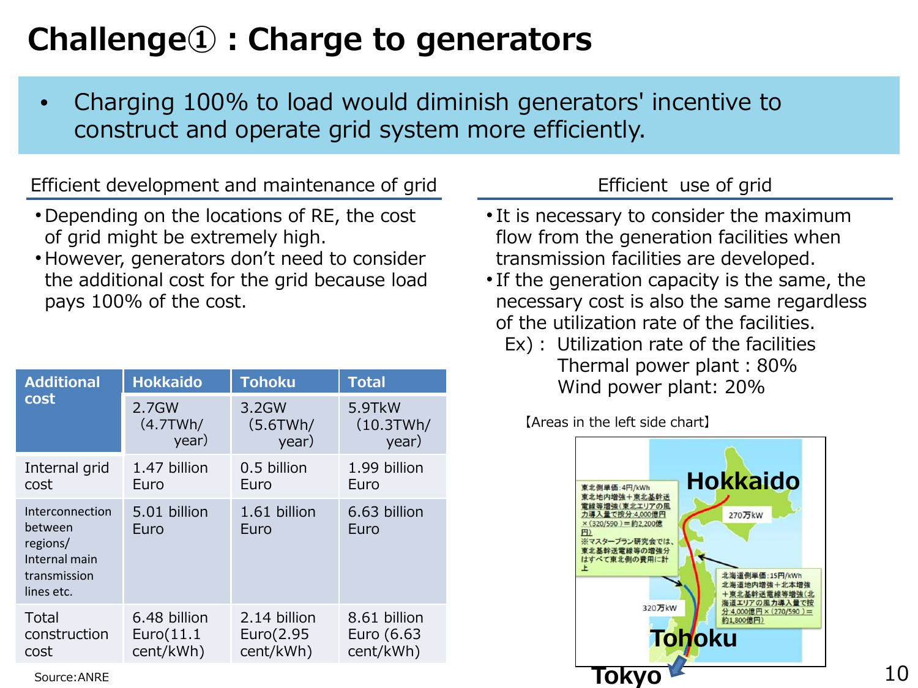# Challenge① : Charge to generators

- Charging 100% to load would diminish generators' incentive to construct and operate grid system more efficiently.

## Efficient development and maintenance of grid

- Depending on the locations of RE, the cost of grid might be extremely high.
- However, generators don't need to consider the additional cost for the grid because load pays 100% of the cost.

| Additional cost | Hokkaido | Tohoku | Total |
|---|---|---|---|
| | 2.7GW (4.7TWh/year) | 3.2GW (5.6TWh/year) | 5.9TkW (10.3TWh/year) |
| Internal grid cost | 1.47 billion Euro | 0.5 billion Euro | 1.99 billion Euro |
| Interconnection between regions/ Internal main transmission lines etc. | 5.01 billion Euro | 1.61 billion Euro | 6.63 billion Euro |
| Total construction cost | 6.48 billion Euro(11.1 cent/kWh) | 2.14 billion Euro(2.95 cent/kWh) | 8.61 billion Euro (6.63 cent/kWh) |

Source:ANRE

## Efficient use of grid

- It is necessary to consider the maximum flow from the generation facilities when transmission facilities are developed.
- If the generation capacity is the same, the necessary cost is also the same regardless of the utilization rate of the facilities.
  Ex) : Utilization rate of the facilities
  Thermal power plant : 80%
  Wind power plant: 20%

【Areas in the left side chart】

Hokkaido

東北側単価:4円/kWh
東北地内増強＋東北基幹送電線等増強(東北エリアの風力導入量で按分:4,000億円×(320/590)＝約2,200億円)
※マスタープラン研究会では、東北基幹送電線等の増強分はすべて東北側の費用に計上

270万kW

北海道側単価:15円/kWh
北海道地内増強＋北本増強＋東北基幹送電線等増強(北海道エリアの風力導入量で按分:4,000億円×(270/590)＝約1,800億円)

320万kW

Tohoku

Tokyo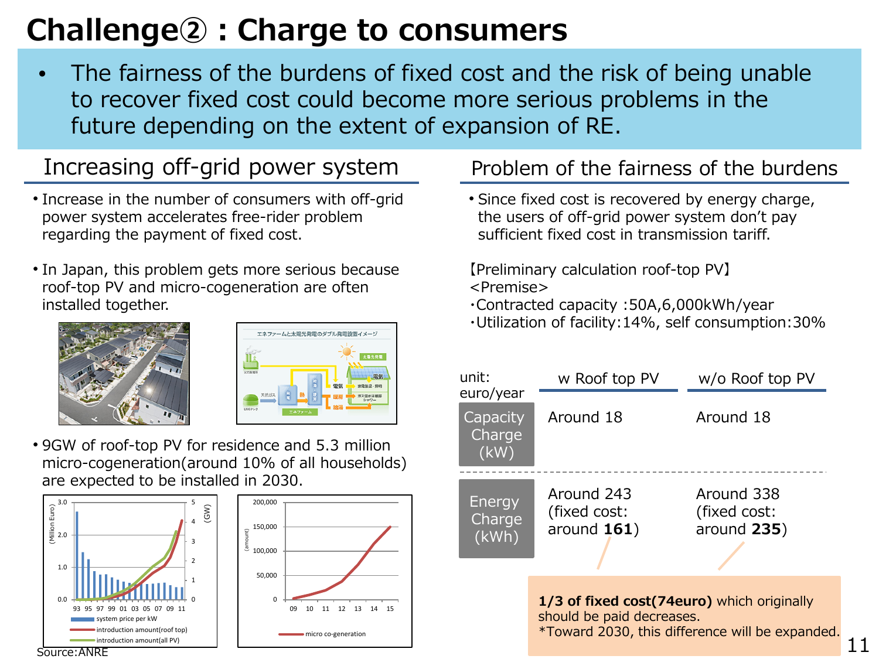# Challenge② : Charge to consumers

- The fairness of the burdens of fixed cost and the risk of being unable to recover fixed cost could become more serious problems in the future depending on the extent of expansion of RE.

## Increasing off-grid power system

- Increase in the number of consumers with off-grid power system accelerates free-rider problem regarding the payment of fixed cost.
- In Japan, this problem gets more serious because roof-top PV and micro-cogeneration are often installed together.
- 9GW of roof-top PV for residence and 5.3 million micro-cogeneration(around 10% of all households) are expected to be installed in 2030.

Source:ANRE

## Problem of the fairness of the burdens

- Since fixed cost is recovered by energy charge, the users of off-grid power system don't pay sufficient fixed cost in transmission tariff.

【Preliminary calculation roof-top PV】

<Premise>

・Contracted capacity :50A,6,000kWh/year

・Utilization of facility:14%, self consumption:30%

| unit: euro/year | w Roof top PV | w/o Roof top PV |
|---|---|---|
| Capacity Charge (kW) | Around 18 | Around 18 |
| Energy Charge (kWh) | Around 243 (fixed cost: around **161**) | Around 338 (fixed cost: around **235**) |

**1/3 of fixed cost(74euro)** which originally should be paid decreases.
*Toward 2030, this difference will be expanded.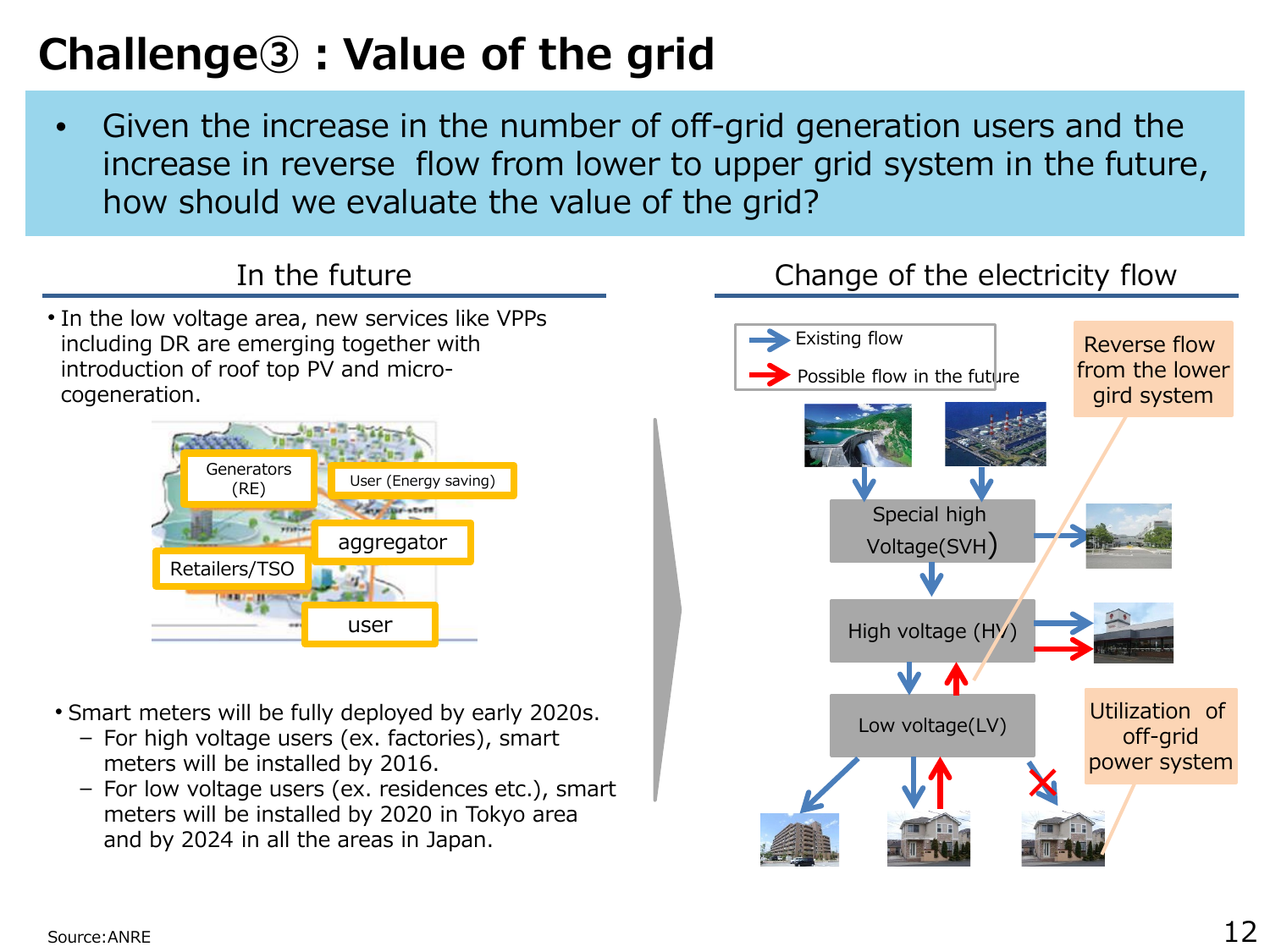# Challenge③ : Value of the grid

- Given the increase in the number of off-grid generation users and the increase in reverse flow from lower to upper grid system in the future, how should we evaluate the value of the grid?

## In the future

- In the low voltage area, new services like VPPs including DR are emerging together with introduction of roof top PV and micro-cogeneration.

Generators (RE)

User (Energy saving)

aggregator

Retailers/TSO

user

- Smart meters will be fully deployed by early 2020s.
  - For high voltage users (ex. factories), smart meters will be installed by 2016.
  - For low voltage users (ex. residences etc.), smart meters will be installed by 2020 in Tokyo area and by 2024 in all the areas in Japan.

## Change of the electricity flow

Existing flow

Possible flow in the future

Reverse flow from the lower gird system

Special high Voltage(SVH)

High voltage (HV)

Low voltage(LV)

Utilization of off-grid power system

Source:ANRE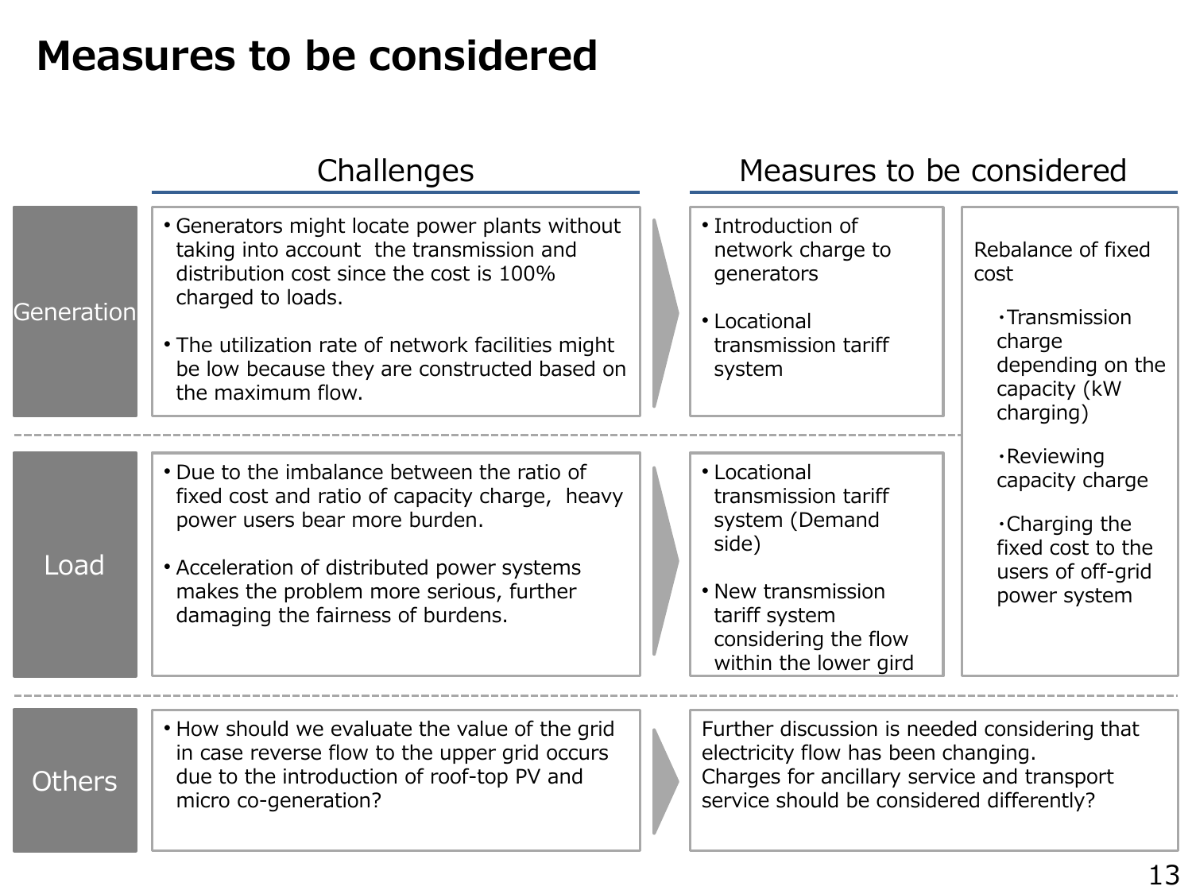# Measures to be considered

| | Challenges | Measures to be considered | |
|---|---|---|---|
| Generation | • Generators might locate power plants without taking into account the transmission and distribution cost since the cost is 100% charged to loads.<br>• The utilization rate of network facilities might be low because they are constructed based on the maximum flow. | • Introduction of network charge to generators<br>• Locational transmission tariff system | Rebalance of fixed cost<br>・Transmission charge depending on the capacity (kW charging)<br>・Reviewing capacity charge<br>・Charging the fixed cost to the users of off-grid power system |
| Load | • Due to the imbalance between the ratio of fixed cost and ratio of capacity charge, heavy power users bear more burden.<br>• Acceleration of distributed power systems makes the problem more serious, further damaging the fairness of burdens. | • Locational transmission tariff system (Demand side)<br>• New transmission tariff system considering the flow within the lower gird | |
| Others | • How should we evaluate the value of the grid in case reverse flow to the upper grid occurs due to the introduction of roof-top PV and micro co-generation? | Further discussion is needed considering that electricity flow has been changing.<br>Charges for ancillary service and transport service should be considered differently? | |